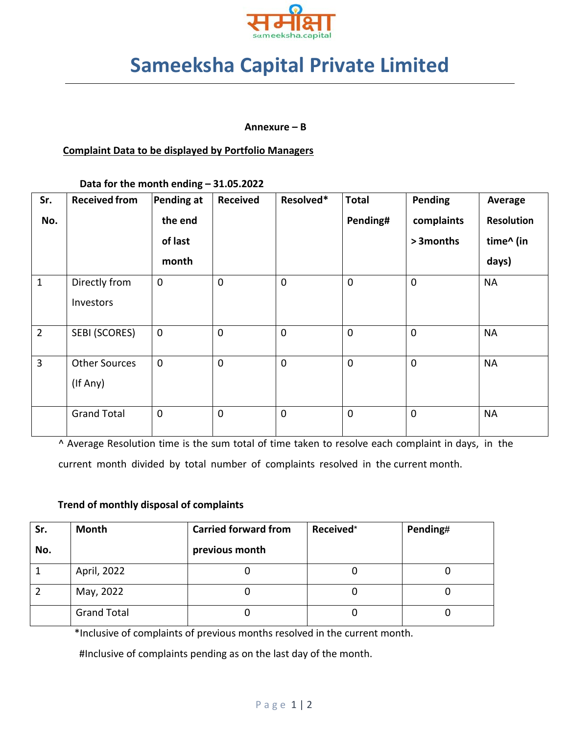# Sameeksha Capital Private Limited

**Annexure – B**

**Complaint Data to be displayed by Portfolio Managers**

**Data for the month ending – 31.05.2022**

| Sr. No. | Received from | Pending at the end of last month | Received | Resolved* | Total Pending# | Pending complaints > 3months | Average Resolution time^ (in days) |
|---|---|---|---|---|---|---|---|
| 1 | Directly from Investors | 0 | 0 | 0 | 0 | 0 | NA |
| 2 | SEBI (SCORES) | 0 | 0 | 0 | 0 | 0 | NA |
| 3 | Other Sources (If Any) | 0 | 0 | 0 | 0 | 0 | NA |
| | Grand Total | 0 | 0 | 0 | 0 | 0 | NA |

^ Average Resolution time is the sum total of time taken to resolve each complaint in days, in the current month divided by total number of complaints resolved in the current month.

**Trend of monthly disposal of complaints**

| Sr. No. | Month | Carried forward from previous month | Received* | Pending# |
|---|---|---|---|---|
| 1 | April, 2022 | 0 | 0 | 0 |
| 2 | May, 2022 | 0 | 0 | 0 |
| | Grand Total | 0 | 0 | 0 |

*Inclusive of complaints of previous months resolved in the current month.

#Inclusive of complaints pending as on the last day of the month.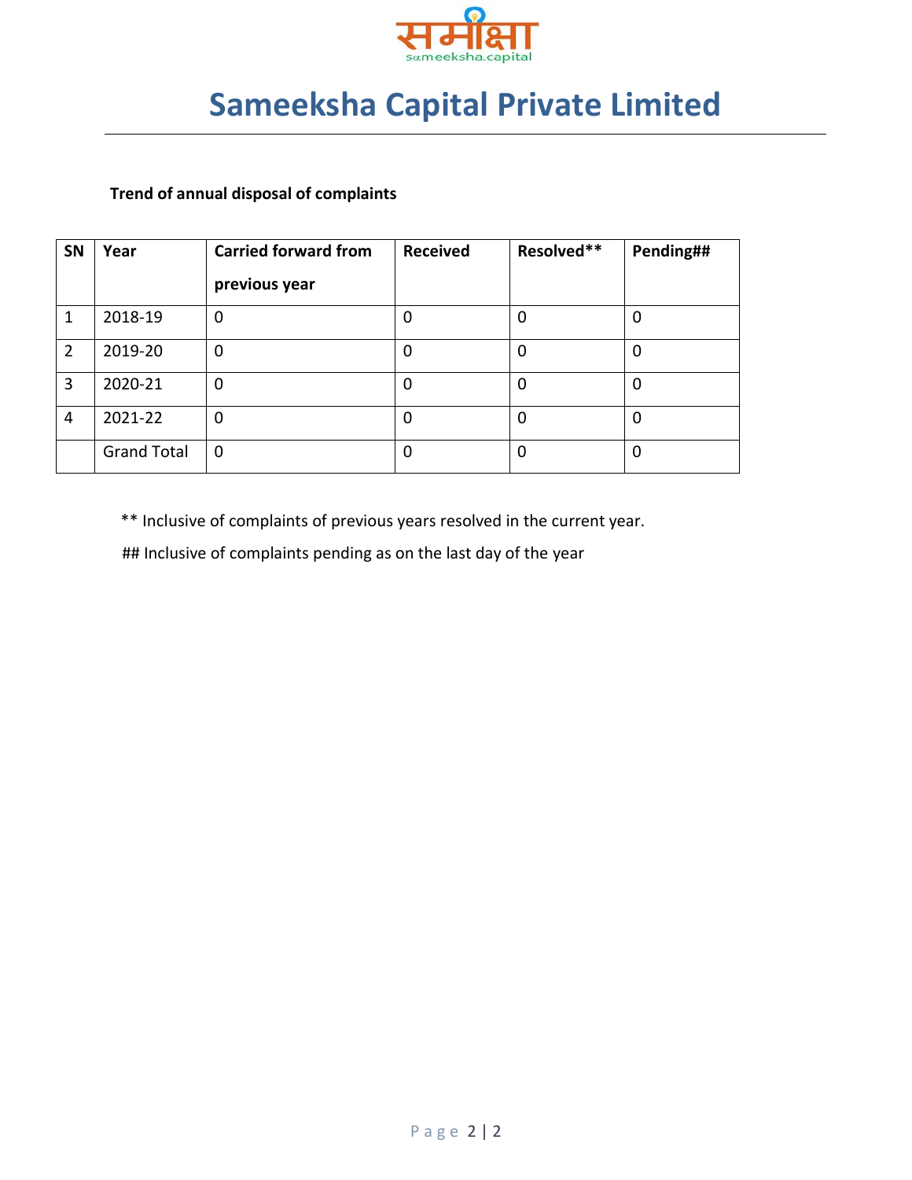# Sameeksha Capital Private Limited

**Trend of annual disposal of complaints**

| SN | Year | Carried forward from previous year | Received | Resolved** | Pending## |
|---|---|---|---|---|---|
| 1 | 2018-19 | 0 | 0 | 0 | 0 |
| 2 | 2019-20 | 0 | 0 | 0 | 0 |
| 3 | 2020-21 | 0 | 0 | 0 | 0 |
| 4 | 2021-22 | 0 | 0 | 0 | 0 |
| | Grand Total | 0 | 0 | 0 | 0 |

** Inclusive of complaints of previous years resolved in the current year.

## Inclusive of complaints pending as on the last day of the year